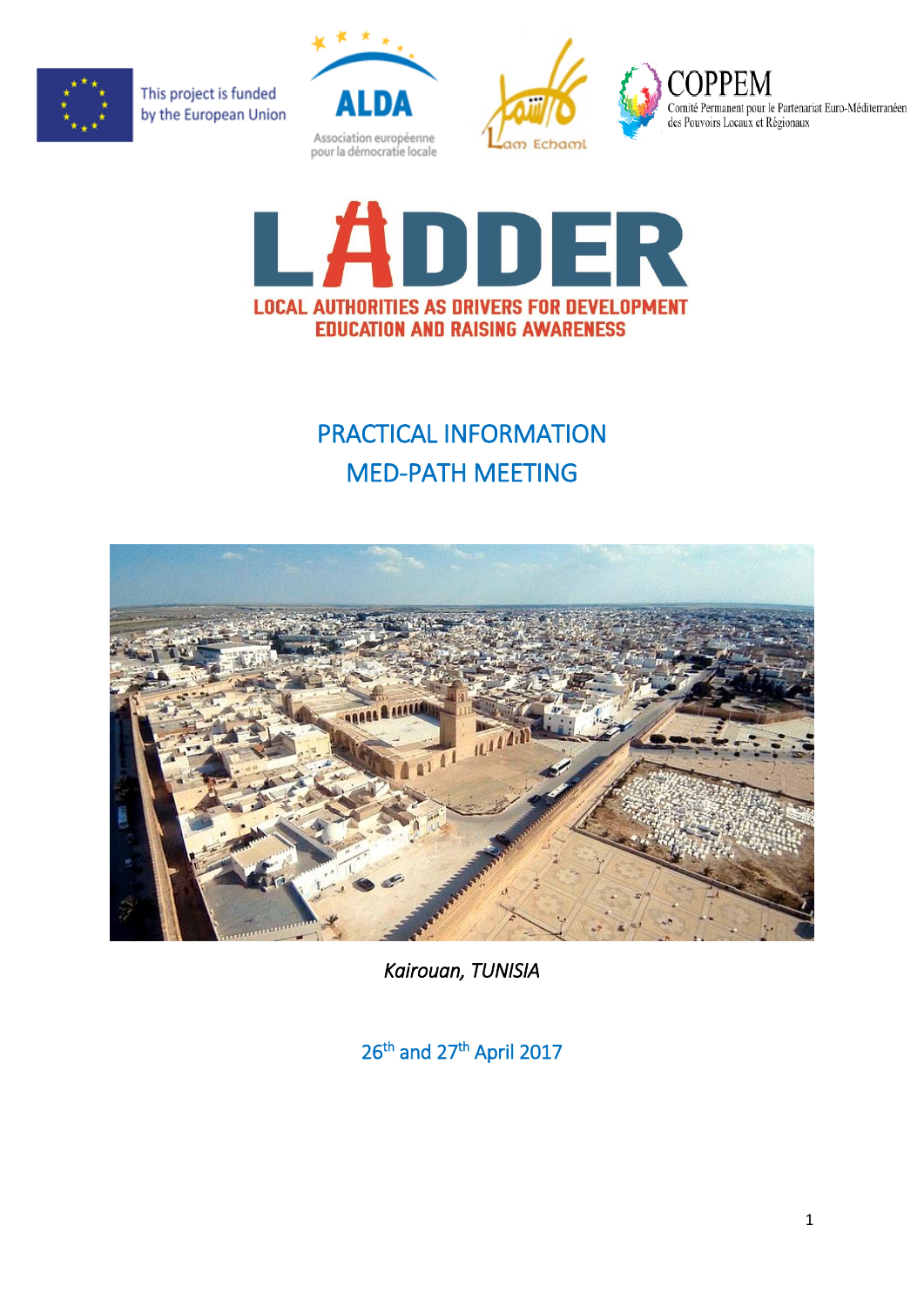This project is funded by the European Union

ALDA
Association européenne pour la démocratie locale

Lam Echaml

COPPEM
Comité Permanent pour le Partenariat Euro-Méditerranéen des Pouvoirs Locaux et Régionaux

# LADDER

**LOCAL AUTHORITIES AS DRIVERS FOR DEVELOPMENT EDUCATION AND RAISING AWARENESS**

## PRACTICAL INFORMATION
## MED-PATH MEETING

*Kairouan, TUNISIA*

26th and 27th April 2017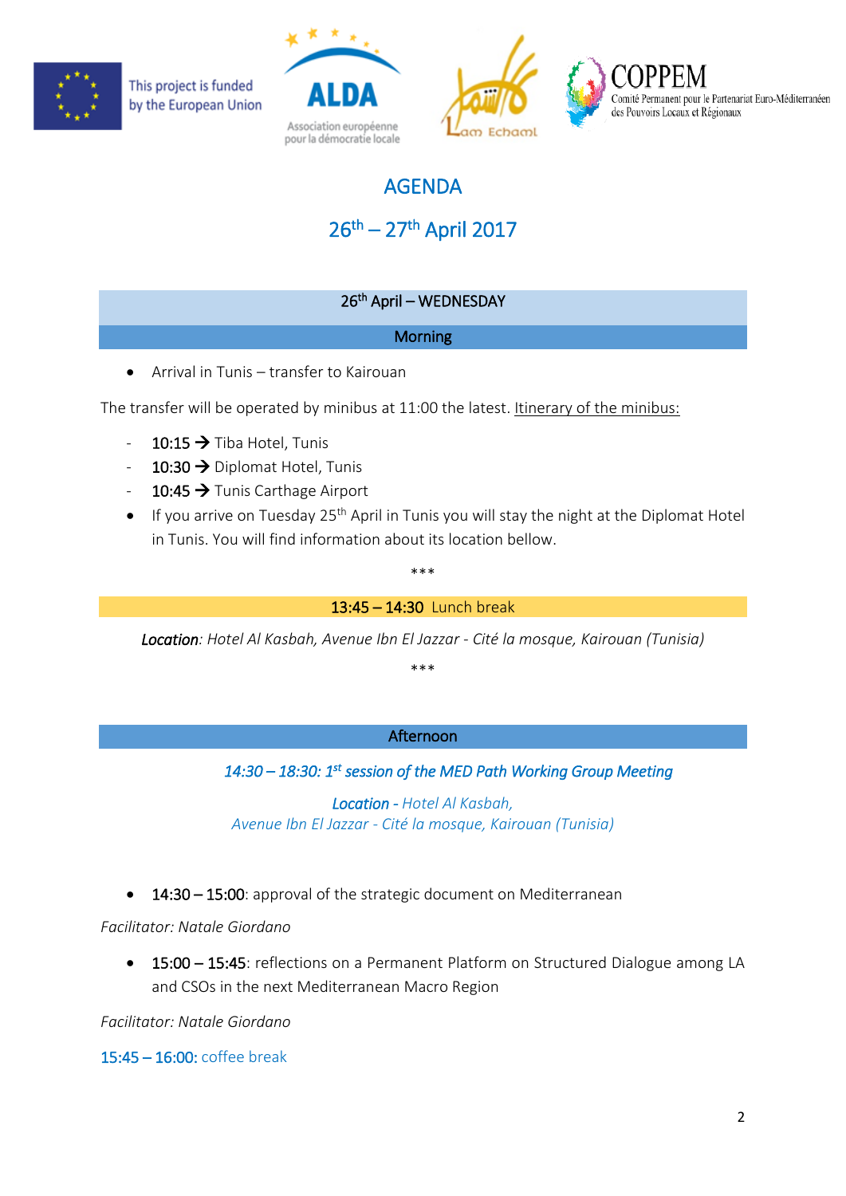This project is funded by the European Union

ALDA Association européenne pour la démocratie locale

Lam Echaml

COPPEM Comité Permanent pour le Partenariat Euro-Méditerranéen des Pouvoirs Locaux et Régionaux

# AGENDA

## 26th – 27th April 2017

### 26th April – WEDNESDAY

#### Morning

- Arrival in Tunis – transfer to Kairouan

The transfer will be operated by minibus at 11:00 the latest. Itinerary of the minibus:

- **10:15** → Tiba Hotel, Tunis
- **10:30** → Diplomat Hotel, Tunis
- **10:45** → Tunis Carthage Airport

- If you arrive on Tuesday 25th April in Tunis you will stay the night at the Diplomat Hotel in Tunis. You will find information about its location bellow.

\*\*\*

**13:45 – 14:30** Lunch break

***Location***: *Hotel Al Kasbah, Avenue Ibn El Jazzar - Cité la mosque, Kairouan (Tunisia)*

\*\*\*

#### Afternoon

***14:30 – 18:30: 1st session of the MED Path Working Group Meeting***

***Location*** *- Hotel Al Kasbah,*
*Avenue Ibn El Jazzar - Cité la mosque, Kairouan (Tunisia)*

- **14:30 – 15:00**: approval of the strategic document on Mediterranean

*Facilitator: Natale Giordano*

- **15:00 – 15:45**: reflections on a Permanent Platform on Structured Dialogue among LA and CSOs in the next Mediterranean Macro Region

*Facilitator: Natale Giordano*

**15:45 – 16:00:** coffee break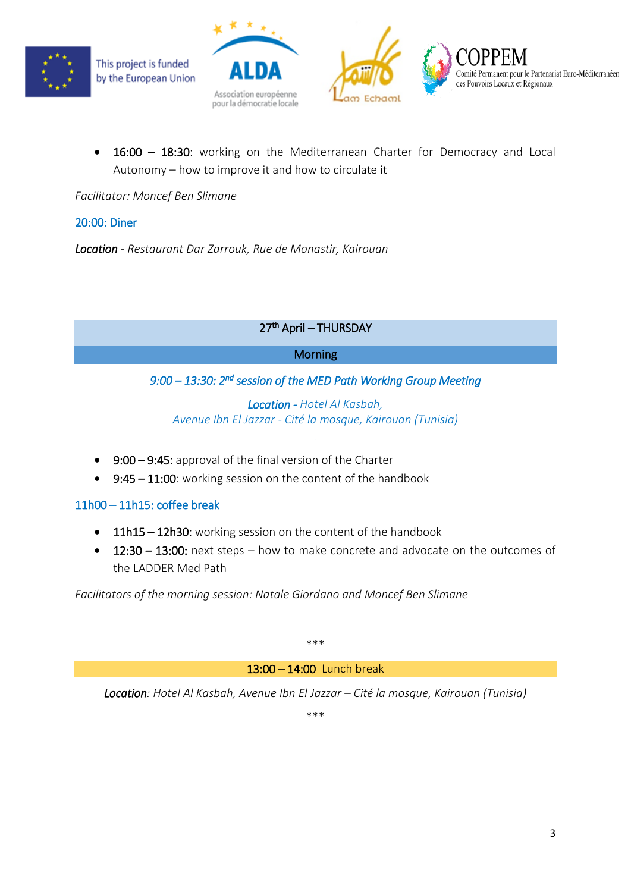- **16:00 – 18:30**: working on the Mediterranean Charter for Democracy and Local Autonomy – how to improve it and how to circulate it

*Facilitator: Moncef Ben Slimane*

20:00: Diner

***Location*** *- Restaurant Dar Zarrouk, Rue de Monastir, Kairouan*

## 27th April – THURSDAY

### Morning

***9:00 – 13:30: 2nd session of the MED Path Working Group Meeting***

***Location*** *- Hotel Al Kasbah,*
*Avenue Ibn El Jazzar - Cité la mosque, Kairouan (Tunisia)*

- **9:00 – 9:45**: approval of the final version of the Charter
- **9:45 – 11:00**: working session on the content of the handbook

11h00 – 11h15: coffee break

- **11h15 – 12h30**: working session on the content of the handbook
- **12:30 – 13:00:** next steps – how to make concrete and advocate on the outcomes of the LADDER Med Path

*Facilitators of the morning session: Natale Giordano and Moncef Ben Slimane*

***

**13:00 – 14:00** Lunch break

***Location****: Hotel Al Kasbah, Avenue Ibn El Jazzar – Cité la mosque, Kairouan (Tunisia)*

***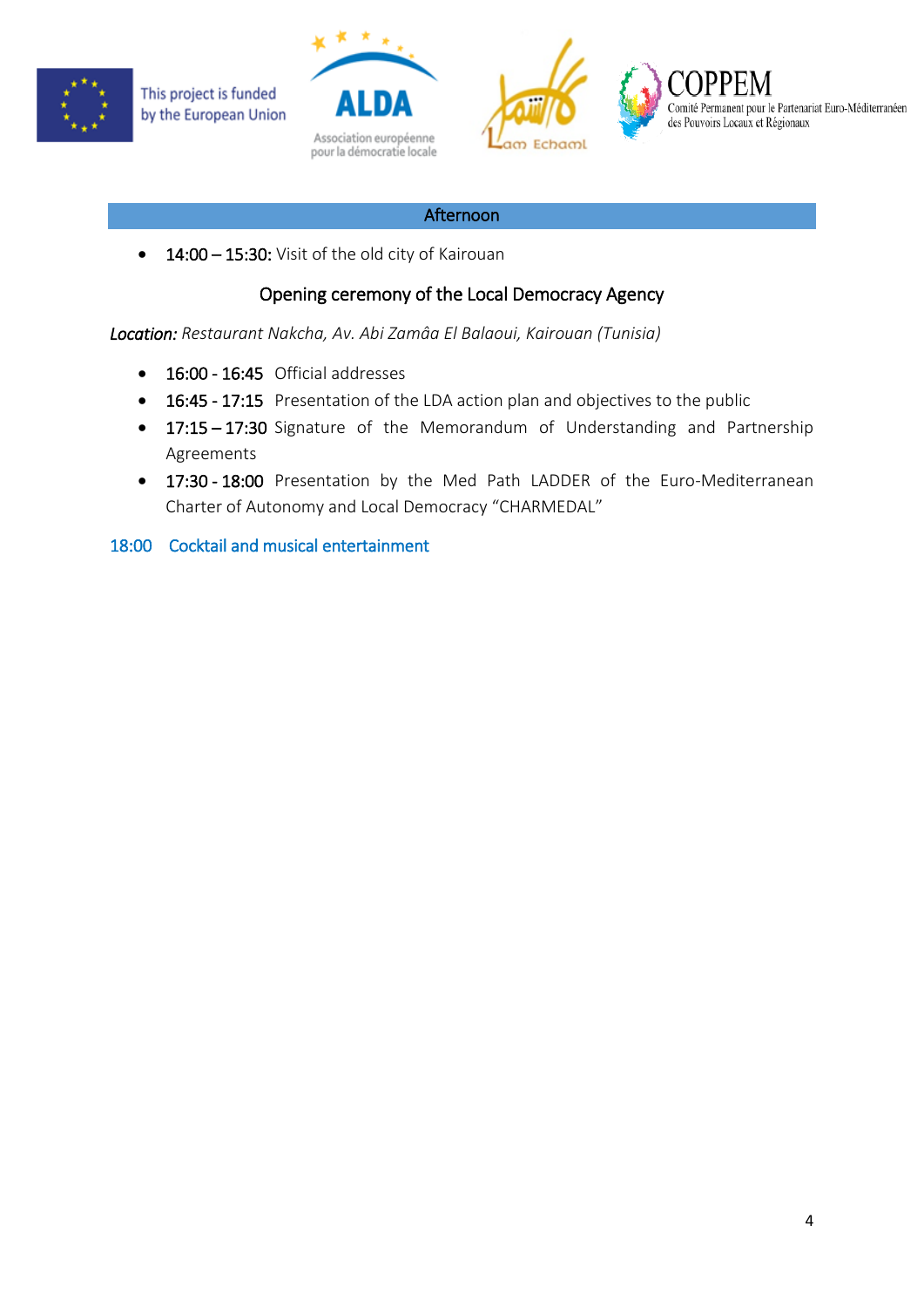## Afternoon

- **14:00 – 15:30:** Visit of the old city of Kairouan

### Opening ceremony of the Local Democracy Agency

*Location: Restaurant Nakcha, Av. Abi Zamâa El Balaoui, Kairouan (Tunisia)*

- **16:00 - 16:45** Official addresses
- **16:45 - 17:15** Presentation of the LDA action plan and objectives to the public
- **17:15 – 17:30** Signature of the Memorandum of Understanding and Partnership Agreements
- **17:30 - 18:00** Presentation by the Med Path LADDER of the Euro-Mediterranean Charter of Autonomy and Local Democracy "CHARMEDAL"

18:00 Cocktail and musical entertainment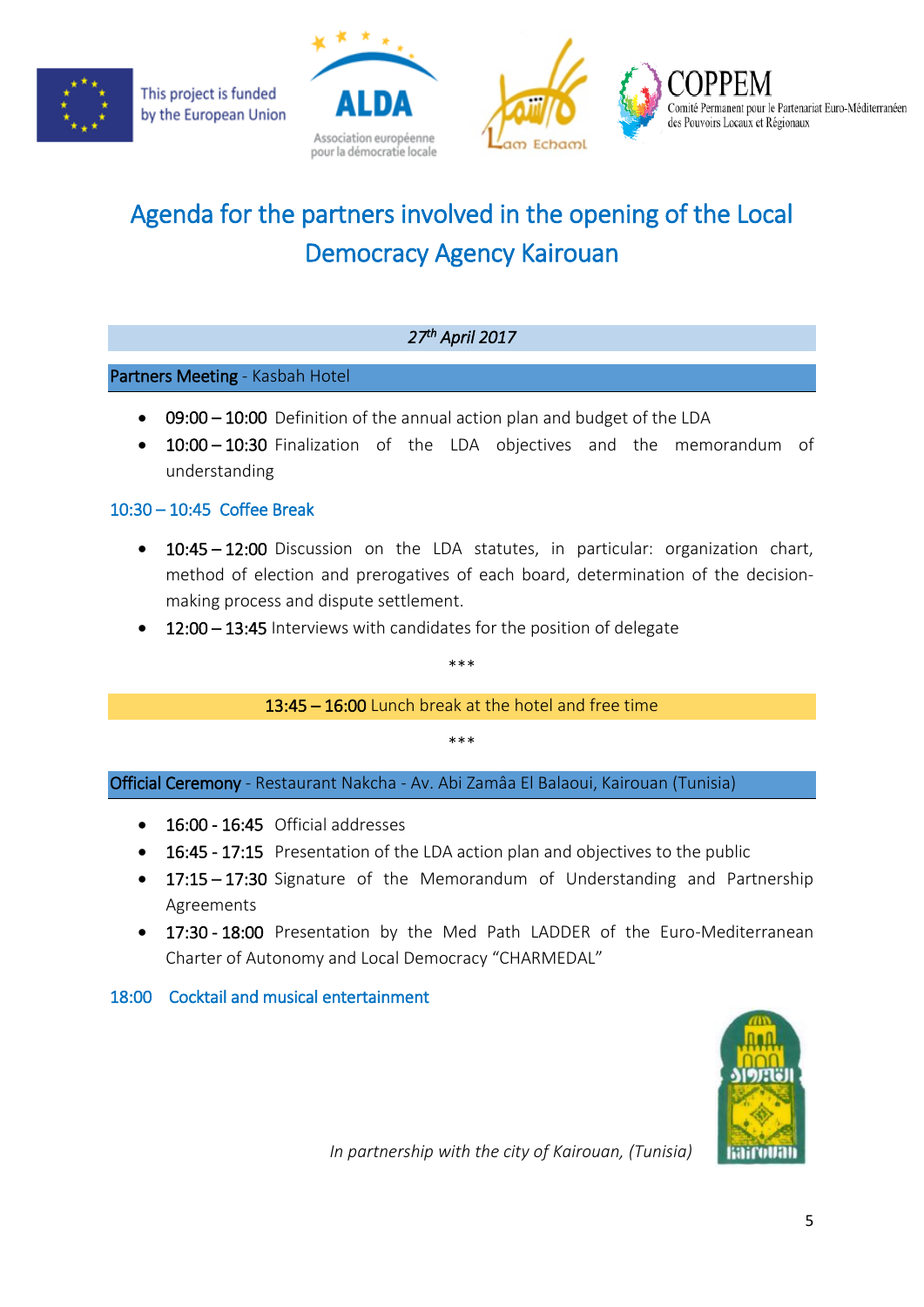This project is funded by the European Union

ALDA
Association européenne pour la démocratie locale

Lam Echaml

COPPEM
Comité Permanent pour le Partenariat Euro-Méditerranéen des Pouvoirs Locaux et Régionaux

# Agenda for the partners involved in the opening of the Local Democracy Agency Kairouan

*27th April 2017*

**Partners Meeting** - Kasbah Hotel

- **09:00 – 10:00** Definition of the annual action plan and budget of the LDA
- **10:00 – 10:30** Finalization of the LDA objectives and the memorandum of understanding

**10:30 – 10:45 Coffee Break**

- **10:45 – 12:00** Discussion on the LDA statutes, in particular: organization chart, method of election and prerogatives of each board, determination of the decision-making process and dispute settlement.
- **12:00 – 13:45** Interviews with candidates for the position of delegate

***

**13:45 – 16:00** Lunch break at the hotel and free time

***

**Official Ceremony** - Restaurant Nakcha - Av. Abi Zamâa El Balaoui, Kairouan (Tunisia)

- **16:00 - 16:45** Official addresses
- **16:45 - 17:15** Presentation of the LDA action plan and objectives to the public
- **17:15 – 17:30** Signature of the Memorandum of Understanding and Partnership Agreements
- **17:30 - 18:00** Presentation by the Med Path LADDER of the Euro-Mediterranean Charter of Autonomy and Local Democracy "CHARMEDAL"

**18:00 Cocktail and musical entertainment**

*In partnership with the city of Kairouan, (Tunisia)*